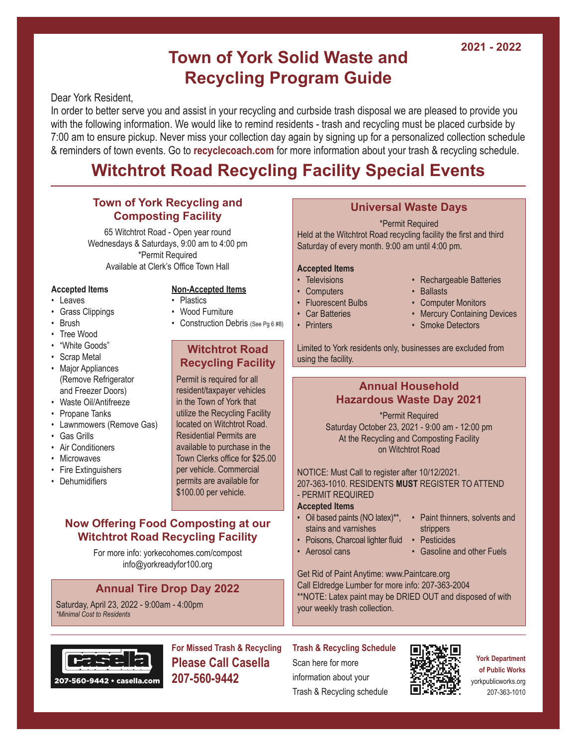2021 - 2022

# Town of York Solid Waste and Recycling Program Guide

Dear York Resident,

In order to better serve you and assist in your recycling and curbside trash disposal we are pleased to provide you with the following information. We would like to remind residents - trash and recycling must be placed curbside by 7:00 am to ensure pickup. Never miss your collection day again by signing up for a personalized collection schedule & reminders of town events. Go to **recyclecoach.com** for more information about your trash & recycling schedule.

# Witchtrot Road Recycling Facility Special Events

## Town of York Recycling and Composting Facility

65 Witchtrot Road - Open year round
Wednesdays & Saturdays, 9:00 am to 4:00 pm
*Permit Required
Available at Clerk's Office Town Hall

**Accepted Items**

- Leaves
- Grass Clippings
- Brush
- Tree Wood
- "White Goods"
- Scrap Metal
- Major Appliances (Remove Refrigerator and Freezer Doors)
- Waste Oil/Antifreeze
- Propane Tanks
- Lawnmowers (Remove Gas)
- Gas Grills
- Air Conditioners
- Microwaves
- Fire Extinguishers
- Dehumidifiers

**Non-Accepted Items**

- Plastics
- Wood Furniture
- Construction Debris (See Pg 6 #8)

## Witchtrot Road Recycling Facility

Permit is required for all resident/taxpayer vehicles in the Town of York that utilize the Recycling Facility located on Witchtrot Road. Residential Permits are available to purchase in the Town Clerks office for $25.00 per vehicle. Commercial permits are available for $100.00 per vehicle.

## Now Offering Food Composting at our Witchtrot Road Recycling Facility

For more info: yorkecohomes.com/compost
info@yorkreadyfor100.org

## Annual Tire Drop Day 2022

Saturday, April 23, 2022 - 9:00am - 4:00pm
*Minimal Cost to Residents*

## Universal Waste Days

*Permit Required

Held at the Witchtrot Road recycling facility the first and third Saturday of every month. 9:00 am until 4:00 pm.

**Accepted Items**

- Televisions
- Computers
- Fluorescent Bulbs
- Car Batteries
- Printers
- Rechargeable Batteries
- Ballasts
- Computer Monitors
- Mercury Containing Devices
- Smoke Detectors

Limited to York residents only, businesses are excluded from using the facility.

## Annual Household Hazardous Waste Day 2021

*Permit Required
Saturday October 23, 2021 - 9:00 am - 12:00 pm
At the Recycling and Composting Facility on Witchtrot Road

NOTICE: Must Call to register after 10/12/2021. 207-363-1010. RESIDENTS **MUST** REGISTER TO ATTEND - PERMIT REQUIRED

**Accepted Items**

- Oil based paints (NO latex)**, stains and varnishes
- Poisons, Charcoal lighter fluid
- Aerosol cans
- Paint thinners, solvents and strippers
- Pesticides
- Gasoline and other Fuels

Get Rid of Paint Anytime: www.Paintcare.org
Call Eldredge Lumber for more info: 207-363-2004
**NOTE: Latex paint may be DRIED OUT and disposed of with your weekly trash collection.

casella
207-560-9442 • casella.com

**For Missed Trash & Recycling**
**Please Call Casella**
**207-560-9442**

**Trash & Recycling Schedule**
Scan here for more information about your Trash & Recycling schedule

**York Department of Public Works**
yorkpublicworks.org
207-363-1010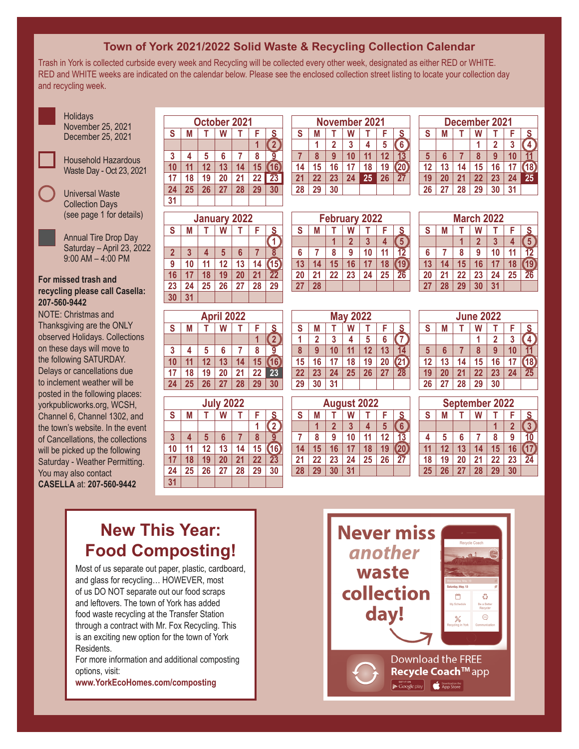# Town of York 2021/2022 Solid Waste & Recycling Collection Calendar

Trash in York is collected curbside every week and Recycling will be collected every other week, designated as either RED or WHITE. RED and WHITE weeks are indicated on the calendar below. Please see the enclosed collection street listing to locate your collection day and recycling week.

- Holidays: November 25, 2021; December 25, 2021
- Household Hazardous Waste Day - Oct 23, 2021
- Universal Waste Collection Days (see page 1 for details)
- Annual Tire Drop Day: Saturday – April 23, 2022, 9:00 AM – 4:00 PM

**For missed trash and recycling please call Casella: 207-560-9442**

NOTE: Christmas and Thanksgiving are the ONLY observed Holidays. Collections on these days will move to the following SATURDAY. Delays or cancellations due to inclement weather will be posted in the following places: yorkpublicworks.org, WCSH, Channel 6, Channel 1302, and the town's website. In the event of Cancellations, the collections will be picked up the following Saturday - Weather Permitting. You may also contact **CASELLA** at: **207-560-9442**

### October 2021

| S | M | T | W | T | F | S |
|---|---|---|---|---|---|---|
| | | | | | 1 | 2 |
| 3 | 4 | 5 | 6 | 7 | 8 | 9 |
| 10 | 11 | 12 | 13 | 14 | 15 | 16 |
| 17 | 18 | 19 | 20 | 21 | 22 | 23 |
| 24 | 25 | 26 | 27 | 28 | 29 | 30 |
| 31 | | | | | | |

### November 2021

| S | M | T | W | T | F | S |
|---|---|---|---|---|---|---|
| | 1 | 2 | 3 | 4 | 5 | 6 |
| 7 | 8 | 9 | 10 | 11 | 12 | 13 |
| 14 | 15 | 16 | 17 | 18 | 19 | 20 |
| 21 | 22 | 23 | 24 | 25 | 26 | 27 |
| 28 | 29 | 30 | | | | |

### December 2021

| S | M | T | W | T | F | S |
|---|---|---|---|---|---|---|
| | | | 1 | 2 | 3 | 4 |
| 5 | 6 | 7 | 8 | 9 | 10 | 11 |
| 12 | 13 | 14 | 15 | 16 | 17 | 18 |
| 19 | 20 | 21 | 22 | 23 | 24 | 25 |
| 26 | 27 | 28 | 29 | 30 | 31 | |

### January 2022

| S | M | T | W | T | F | S |
|---|---|---|---|---|---|---|
| | | | | | | 1 |
| 2 | 3 | 4 | 5 | 6 | 7 | 8 |
| 9 | 10 | 11 | 12 | 13 | 14 | 15 |
| 16 | 17 | 18 | 19 | 20 | 21 | 22 |
| 23 | 24 | 25 | 26 | 27 | 28 | 29 |
| 30 | 31 | | | | | |

### February 2022

| S | M | T | W | T | F | S |
|---|---|---|---|---|---|---|
| | | 1 | 2 | 3 | 4 | 5 |
| 6 | 7 | 8 | 9 | 10 | 11 | 12 |
| 13 | 14 | 15 | 16 | 17 | 18 | 19 |
| 20 | 21 | 22 | 23 | 24 | 25 | 26 |
| 27 | 28 | | | | | |

### March 2022

| S | M | T | W | T | F | S |
|---|---|---|---|---|---|---|
| | | 1 | 2 | 3 | 4 | 5 |
| 6 | 7 | 8 | 9 | 10 | 11 | 12 |
| 13 | 14 | 15 | 16 | 17 | 18 | 19 |
| 20 | 21 | 22 | 23 | 24 | 25 | 26 |
| 27 | 28 | 29 | 30 | 31 | | |

### April 2022

| S | M | T | W | T | F | S |
|---|---|---|---|---|---|---|
| | | | | | 1 | 2 |
| 3 | 4 | 5 | 6 | 7 | 8 | 9 |
| 10 | 11 | 12 | 13 | 14 | 15 | 16 |
| 17 | 18 | 19 | 20 | 21 | 22 | 23 |
| 24 | 25 | 26 | 27 | 28 | 29 | 30 |

### May 2022

| S | M | T | W | T | F | S |
|---|---|---|---|---|---|---|
| 1 | 2 | 3 | 4 | 5 | 6 | 7 |
| 8 | 9 | 10 | 11 | 12 | 13 | 14 |
| 15 | 16 | 17 | 18 | 19 | 20 | 21 |
| 22 | 23 | 24 | 25 | 26 | 27 | 28 |
| 29 | 30 | 31 | | | | |

### June 2022

| S | M | T | W | T | F | S |
|---|---|---|---|---|---|---|
| | | | 1 | 2 | 3 | 4 |
| 5 | 6 | 7 | 8 | 9 | 10 | 11 |
| 12 | 13 | 14 | 15 | 16 | 17 | 18 |
| 19 | 20 | 21 | 22 | 23 | 24 | 25 |
| 26 | 27 | 28 | 29 | 30 | | |

### July 2022

| S | M | T | W | T | F | S |
|---|---|---|---|---|---|---|
| | | | | | 1 | 2 |
| 3 | 4 | 5 | 6 | 7 | 8 | 9 |
| 10 | 11 | 12 | 13 | 14 | 15 | 16 |
| 17 | 18 | 19 | 20 | 21 | 22 | 23 |
| 24 | 25 | 26 | 27 | 28 | 29 | 30 |
| 31 | | | | | | |

### August 2022

| S | M | T | W | T | F | S |
|---|---|---|---|---|---|---|
| | 1 | 2 | 3 | 4 | 5 | 6 |
| 7 | 8 | 9 | 10 | 11 | 12 | 13 |
| 14 | 15 | 16 | 17 | 18 | 19 | 20 |
| 21 | 22 | 23 | 24 | 25 | 26 | 27 |
| 28 | 29 | 30 | 31 | | | |

### September 2022

| S | M | T | W | T | F | S |
|---|---|---|---|---|---|---|
| | | | | 1 | 2 | 3 |
| 4 | 5 | 6 | 7 | 8 | 9 | 10 |
| 11 | 12 | 13 | 14 | 15 | 16 | 17 |
| 18 | 19 | 20 | 21 | 22 | 23 | 24 |
| 25 | 26 | 27 | 28 | 29 | 30 | |

## New This Year: Food Composting!

Most of us separate out paper, plastic, cardboard, and glass for recycling… HOWEVER, most of us DO NOT separate out our food scraps and leftovers. The town of York has added food waste recycling at the Transfer Station through a contract with Mr. Fox Recycling. This is an exciting new option for the town of York Residents.

For more information and additional composting options, visit:

**www.YorkEcoHomes.com/composting**

## Never miss *another* waste collection day!

Download the FREE **Recycle Coach™** app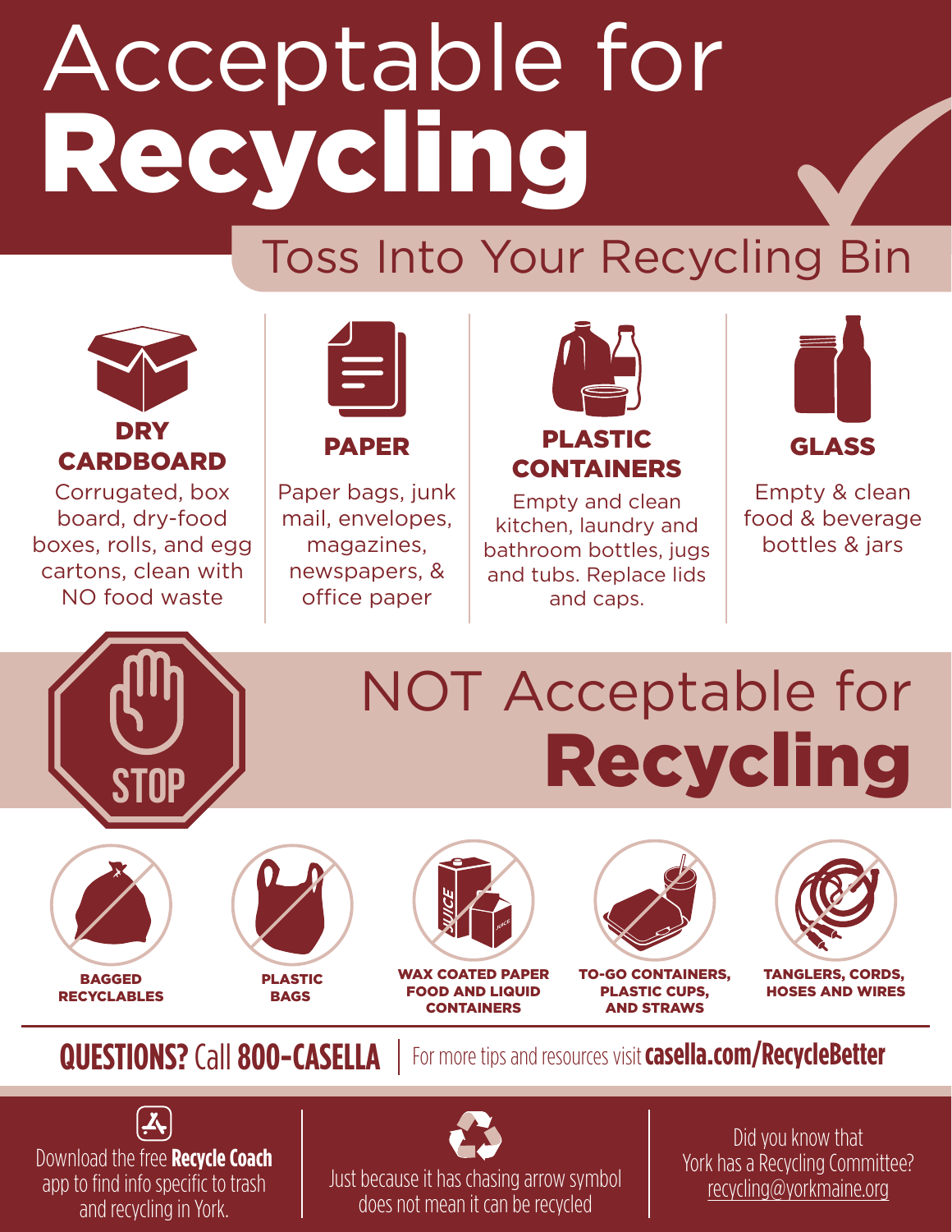# Acceptable for Recycling

## Toss Into Your Recycling Bin

### DRY CARDBOARD

Corrugated, box board, dry-food boxes, rolls, and egg cartons, clean with NO food waste

### PAPER

Paper bags, junk mail, envelopes, magazines, newspapers, & office paper

### PLASTIC CONTAINERS

Empty and clean kitchen, laundry and bathroom bottles, jugs and tubs. Replace lids and caps.

### GLASS

Empty & clean food & beverage bottles & jars

# NOT Acceptable for Recycling

STOP

- **BAGGED RECYCLABLES**
- **PLASTIC BAGS**
- **WAX COATED PAPER FOOD AND LIQUID CONTAINERS**
- **TO-GO CONTAINERS, PLASTIC CUPS, AND STRAWS**
- **TANGLERS, CORDS, HOSES AND WIRES**

**QUESTIONS?** Call **800-CASELLA** | For more tips and resources visit **casella.com/RecycleBetter**

Download the free **Recycle Coach** app to find info specific to trash and recycling in York.

Just because it has chasing arrow symbol does not mean it can be recycled

Did you know that York has a Recycling Committee? recycling@yorkmaine.org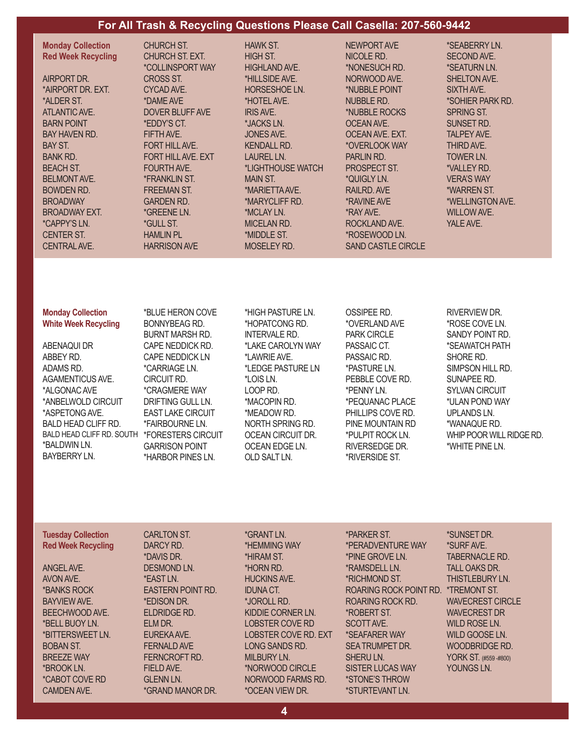**For All Trash & Recycling Questions Please Call Casella: 207-560-9442**

### Monday Collection
### Red Week Recycling

AIRPORT DR.
*AIRPORT DR. EXT.
*ALDER ST.
ATLANTIC AVE.
BARN POINT
BAY HAVEN RD.
BAY ST.
BANK RD.
BEACH ST.
BELMONT AVE.
BOWDEN RD.
BROADWAY
BROADWAY EXT.
*CAPPY'S LN.
CENTER ST.
CENTRAL AVE.
CHURCH ST.
CHURCH ST. EXT.
*COLLINSPORT WAY
CROSS ST.
CYCAD AVE.
*DAME AVE
DOVER BLUFF AVE
*EDDY'S CT.
FIFTH AVE.
FORT HILL AVE.
FORT HILL AVE. EXT
FOURTH AVE.
*FRANKLIN ST.
FREEMAN ST.
GARDEN RD.
*GREENE LN.
*GULL ST.
HAMLIN PL
HARRISON AVE
HAWK ST.
HIGH ST.
HIGHLAND AVE.
*HILLSIDE AVE.
HORSESHOE LN.
*HOTEL AVE.
IRIS AVE.
*JACKS LN.
JONES AVE.
KENDALL RD.
LAUREL LN.
*LIGHTHOUSE WATCH
MAIN ST.
*MARIETTA AVE.
*MARYCLIFF RD.
*MCLAY LN.
MICELAN RD.
*MIDDLE ST.
MOSELEY RD.
NEWPORT AVE
NICOLE RD.
*NONESUCH RD.
NORWOOD AVE.
*NUBBLE POINT
NUBBLE RD.
*NUBBLE ROCKS
OCEAN AVE.
OCEAN AVE. EXT.
*OVERLOOK WAY
PARLIN RD.
PROSPECT ST.
*QUIGLY LN.
RAILRD. AVE
*RAVINE AVE
*RAY AVE.
ROCKLAND AVE.
*ROSEWOOD LN.
SAND CASTLE CIRCLE
*SEABERRY LN.
SECOND AVE.
*SEATURN LN.
SHELTON AVE.
SIXTH AVE.
*SOHIER PARK RD.
SPRING ST.
SUNSET RD.
TALPEY AVE.
THIRD AVE.
TOWER LN.
*VALLEY RD.
VERA'S WAY
*WARREN ST.
*WELLINGTON AVE.
WILLOW AVE.
YALE AVE.

### Monday Collection
### White Week Recycling

ABENAQUI DR
ABBEY RD.
ADAMS RD.
AGAMENTICUS AVE.
*ALGONAC AVE
*ANBELWOLD CIRCUIT
*ASPETONG AVE.
BALD HEAD CLIFF RD.
BALD HEAD CLIFF RD. SOUTH
*BALDWIN LN.
BAYBERRY LN.
*BLUE HERON COVE
BONNYBEAG RD.
BURNT MARSH RD.
CAPE NEDDICK RD.
CAPE NEDDICK LN
*CARRIAGE LN.
CIRCUIT RD.
*CRAGMERE WAY
DRIFTING GULL LN.
EAST LAKE CIRCUIT
*FAIRBOURNE LN.
*FORESTERS CIRCUIT
GARRISON POINT
*HARBOR PINES LN.
*HIGH PASTURE LN.
*HOPATCONG RD.
INTERVALE RD.
*LAKE CAROLYN WAY
*LAWRIE AVE.
*LEDGE PASTURE LN
*LOIS LN.
LOOP RD.
*MACOPIN RD.
*MEADOW RD.
NORTH SPRING RD.
OCEAN CIRCUIT DR.
OCEAN EDGE LN.
OLD SALT LN.
OSSIPEE RD.
*OVERLAND AVE
PARK CIRCLE
PASSAIC CT.
PASSAIC RD.
*PASTURE LN.
PEBBLE COVE RD.
*PENNY LN.
*PEQUANAC PLACE
PHILLIPS COVE RD.
PINE MOUNTAIN RD
*PULPIT ROCK LN.
RIVERSEDGE DR.
*RIVERSIDE ST.
RIVERVIEW DR.
*ROSE COVE LN.
SANDY POINT RD.
*SEAWATCH PATH
SHORE RD.
SIMPSON HILL RD.
SUNAPEE RD.
SYLVAN CIRCUIT
*ULAN POND WAY
UPLANDS LN.
*WANAQUE RD.
WHIP POOR WILL RIDGE RD.
*WHITE PINE LN.

### Tuesday Collection
### Red Week Recycling

ANGEL AVE.
AVON AVE.
*BANKS ROCK
BAYVIEW AVE.
BEECHWOOD AVE.
*BELL BUOY LN.
*BITTERSWEET LN.
BOBAN ST.
BREEZE WAY
*BROOK LN.
*CABOT COVE RD
CAMDEN AVE.
CARLTON ST.
DARCY RD.
*DAVIS DR.
DESMOND LN.
*EAST LN.
EASTERN POINT RD.
*EDISON DR.
ELDRIDGE RD.
ELM DR.
EUREKA AVE.
FERNALD AVE
FERNCROFT RD.
FIELD AVE.
GLENN LN.
*GRAND MANOR DR.
*GRANT LN.
*HEMMING WAY
*HIRAM ST.
*HORN RD.
HUCKINS AVE.
IDUNA CT.
*JOROLL RD.
KIDDIE CORNER LN.
LOBSTER COVE RD
LOBSTER COVE RD. EXT
LONG SANDS RD.
MILBURY LN.
*NORWOOD CIRCLE
NORWOOD FARMS RD.
*OCEAN VIEW DR.
*PARKER ST.
*PERADVENTURE WAY
*PINE GROVE LN.
*RAMSDELL LN.
*RICHMOND ST.
ROARING ROCK POINT RD.
ROARING ROCK RD.
*ROBERT ST.
SCOTT AVE.
*SEAFARER WAY
SEA TRUMPET DR.
SHERU LN.
SISTER LUCAS WAY
*STONE'S THROW
*STURTEVANT LN.
*SUNSET DR.
*SURF AVE.
TABERNACLE RD.
TALL OAKS DR.
THISTLEBURY LN.
*TREMONT ST.
WAVECREST CIRCLE
WAVECREST DR
WILD ROSE LN.
WILD GOOSE LN.
WOODBRIDGE RD.
YORK ST. (#559 -#800)
YOUNGS LN.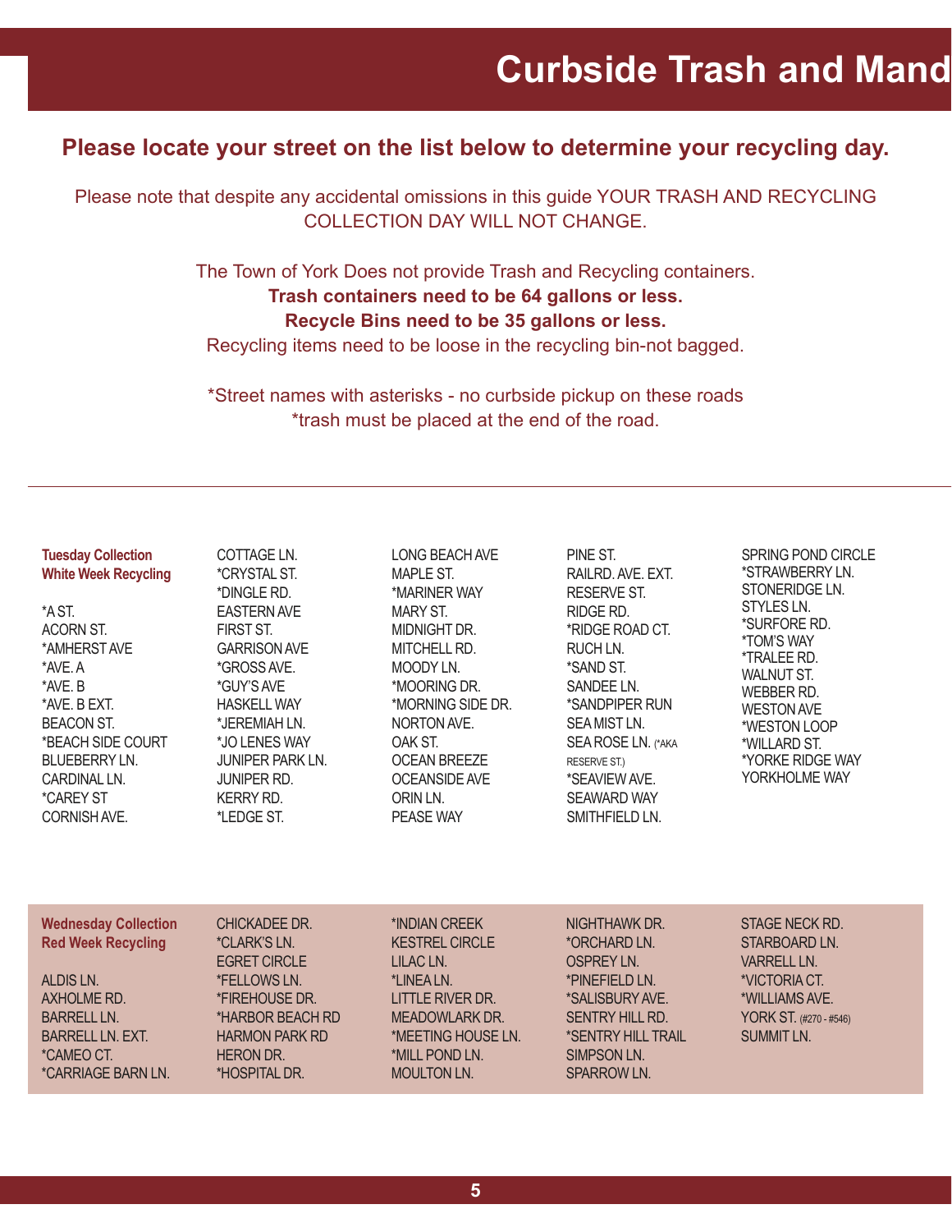# Curbside Trash and Mand

## Please locate your street on the list below to determine your recycling day.

Please note that despite any accidental omissions in this guide YOUR TRASH AND RECYCLING COLLECTION DAY WILL NOT CHANGE.

The Town of York Does not provide Trash and Recycling containers.
**Trash containers need to be 64 gallons or less.**
**Recycle Bins need to be 35 gallons or less.**
Recycling items need to be loose in the recycling bin-not bagged.

*Street names with asterisks - no curbside pickup on these roads
*trash must be placed at the end of the road.

---

**Tuesday Collection**
**White Week Recycling**

*A ST.
ACORN ST.
*AMHERST AVE
*AVE. A
*AVE. B
*AVE. B EXT.
BEACON ST.
*BEACH SIDE COURT
BLUEBERRY LN.
CARDINAL LN.
*CAREY ST
CORNISH AVE.
COTTAGE LN.
*CRYSTAL ST.
*DINGLE RD.
EASTERN AVE
FIRST ST.
GARRISON AVE
*GROSS AVE.
*GUY'S AVE
HASKELL WAY
*JEREMIAH LN.
*JO LENES WAY
JUNIPER PARK LN.
JUNIPER RD.
KERRY RD.
*LEDGE ST.
LONG BEACH AVE
MAPLE ST.
*MARINER WAY
MARY ST.
MIDNIGHT DR.
MITCHELL RD.
MOODY LN.
*MOORING DR.
*MORNING SIDE DR.
NORTON AVE.
OAK ST.
OCEAN BREEZE
OCEANSIDE AVE
ORIN LN.
PEASE WAY
PINE ST.
RAILRD. AVE. EXT.
RESERVE ST.
RIDGE RD.
*RIDGE ROAD CT.
RUCH LN.
*SAND ST.
SANDEE LN.
*SANDPIPER RUN
SEA MIST LN.
SEA ROSE LN. (*AKA RESERVE ST.)
*SEAVIEW AVE.
SEAWARD WAY
SMITHFIELD LN.
SPRING POND CIRCLE
*STRAWBERRY LN.
STONERIDGE LN.
STYLES LN.
*SURFORE RD.
*TOM'S WAY
*TRALEE RD.
WALNUT ST.
WEBBER RD.
WESTON AVE
*WESTON LOOP
*WILLARD ST.
*YORKE RIDGE WAY
YORKHOLME WAY

**Wednesday Collection**
**Red Week Recycling**

ALDIS LN.
AXHOLME RD.
BARRELL LN.
BARRELL LN. EXT.
*CAMEO CT.
*CARRIAGE BARN LN.
CHICKADEE DR.
*CLARK'S LN.
EGRET CIRCLE
*FELLOWS LN.
*FIREHOUSE DR.
*HARBOR BEACH RD
HARMON PARK RD
HERON DR.
*HOSPITAL DR.
*INDIAN CREEK
KESTREL CIRCLE
LILAC LN.
*LINEA LN.
LITTLE RIVER DR.
MEADOWLARK DR.
*MEETING HOUSE LN.
*MILL POND LN.
MOULTON LN.
NIGHTHAWK DR.
*ORCHARD LN.
OSPREY LN.
*PINEFIELD LN.
*SALISBURY AVE.
SENTRY HILL RD.
*SENTRY HILL TRAIL
SIMPSON LN.
SPARROW LN.
STAGE NECK RD.
STARBOARD LN.
VARRELL LN.
*VICTORIA CT.
*WILLIAMS AVE.
YORK ST. (#270 - #546)
SUMMIT LN.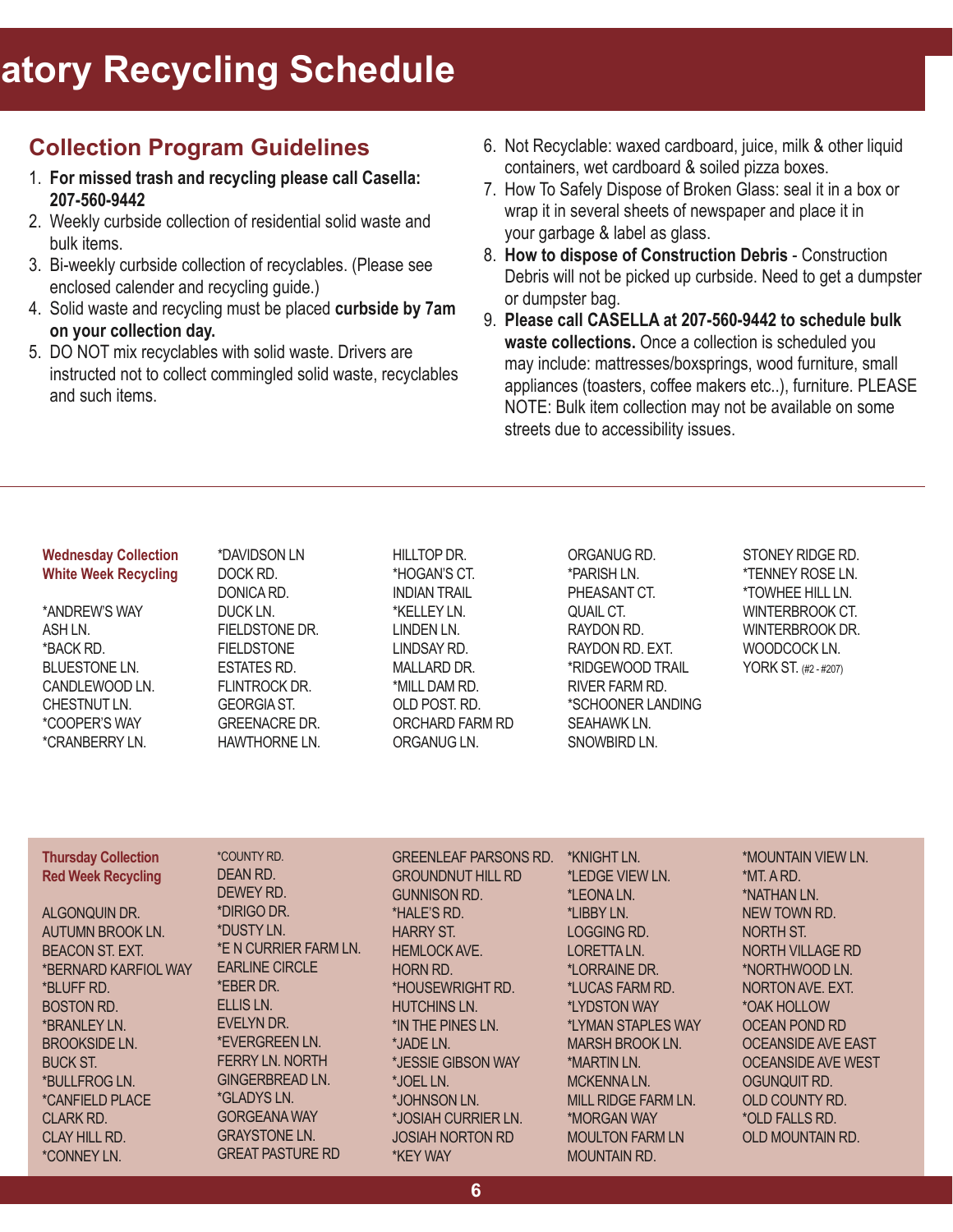# atory Recycling Schedule

## Collection Program Guidelines

1. **For missed trash and recycling please call Casella: 207-560-9442**
2. Weekly curbside collection of residential solid waste and bulk items.
3. Bi-weekly curbside collection of recyclables. (Please see enclosed calender and recycling guide.)
4. Solid waste and recycling must be placed **curbside by 7am on your collection day.**
5. DO NOT mix recyclables with solid waste. Drivers are instructed not to collect commingled solid waste, recyclables and such items.
6. Not Recyclable: waxed cardboard, juice, milk & other liquid containers, wet cardboard & soiled pizza boxes.
7. How To Safely Dispose of Broken Glass: seal it in a box or wrap it in several sheets of newspaper and place it in your garbage & label as glass.
8. **How to dispose of Construction Debris** - Construction Debris will not be picked up curbside. Need to get a dumpster or dumpster bag.
9. **Please call CASELLA at 207-560-9442 to schedule bulk waste collections.** Once a collection is scheduled you may include: mattresses/boxsprings, wood furniture, small appliances (toasters, coffee makers etc..), furniture. PLEASE NOTE: Bulk item collection may not be available on some streets due to accessibility issues.

### Wednesday Collection
### White Week Recycling

*ANDREW'S WAY
ASH LN.
*BACK RD.
BLUESTONE LN.
CANDLEWOOD LN.
CHESTNUT LN.
*COOPER'S WAY
*CRANBERRY LN.
*DAVIDSON LN
DOCK RD.
DONICA RD.
DUCK LN.
FIELDSTONE DR.
FIELDSTONE ESTATES RD.
FLINTROCK DR.
GEORGIA ST.
GREENACRE DR.
HAWTHORNE LN.
HILLTOP DR.
*HOGAN'S CT.
INDIAN TRAIL
*KELLEY LN.
LINDEN LN.
LINDSAY RD.
MALLARD DR.
*MILL DAM RD.
OLD POST. RD.
ORCHARD FARM RD
ORGANUG LN.
ORGANUG RD.
*PARISH LN.
PHEASANT CT.
QUAIL CT.
RAYDON RD.
RAYDON RD. EXT.
*RIDGEWOOD TRAIL
RIVER FARM RD.
*SCHOONER LANDING
SEAHAWK LN.
SNOWBIRD LN.
STONEY RIDGE RD.
*TENNEY ROSE LN.
*TOWHEE HILL LN.
WINTERBROOK CT.
WINTERBROOK DR.
WOODCOCK LN.
YORK ST. (#2 - #207)

### Thursday Collection
### Red Week Recycling

ALGONQUIN DR.
AUTUMN BROOK LN.
BEACON ST. EXT.
*BERNARD KARFIOL WAY
*BLUFF RD.
BOSTON RD.
*BRANLEY LN.
BROOKSIDE LN.
BUCK ST.
*BULLFROG LN.
*CANFIELD PLACE
CLARK RD.
CLAY HILL RD.
*CONNEY LN.
*COUNTY RD.
DEAN RD.
DEWEY RD.
*DIRIGO DR.
*DUSTY LN.
*E N CURRIER FARM LN.
EARLINE CIRCLE
*EBER DR.
ELLIS LN.
EVELYN DR.
*EVERGREEN LN.
FERRY LN. NORTH
GINGERBREAD LN.
*GLADYS LN.
GORGEANA WAY
GRAYSTONE LN.
GREAT PASTURE RD
GREENLEAF PARSONS RD.
GROUNDNUT HILL RD
GUNNISON RD.
*HALE'S RD.
HARRY ST.
HEMLOCK AVE.
HORN RD.
*HOUSEWRIGHT RD.
HUTCHINS LN.
*IN THE PINES LN.
*JADE LN.
*JESSIE GIBSON WAY
*JOEL LN.
*JOHNSON LN.
*JOSIAH CURRIER LN.
JOSIAH NORTON RD
*KEY WAY
*KNIGHT LN.
*LEDGE VIEW LN.
*LEONA LN.
*LIBBY LN.
LOGGING RD.
LORETTA LN.
*LORRAINE DR.
*LUCAS FARM RD.
*LYDSTON WAY
*LYMAN STAPLES WAY
MARSH BROOK LN.
*MARTIN LN.
MCKENNA LN.
MILL RIDGE FARM LN.
*MORGAN WAY
MOULTON FARM LN
MOUNTAIN RD.
*MOUNTAIN VIEW LN.
*MT. A RD.
*NATHAN LN.
NEW TOWN RD.
NORTH ST.
NORTH VILLAGE RD
*NORTHWOOD LN.
NORTON AVE. EXT.
*OAK HOLLOW
OCEAN POND RD
OCEANSIDE AVE EAST
OCEANSIDE AVE WEST
OGUNQUIT RD.
OLD COUNTY RD.
*OLD FALLS RD.
OLD MOUNTAIN RD.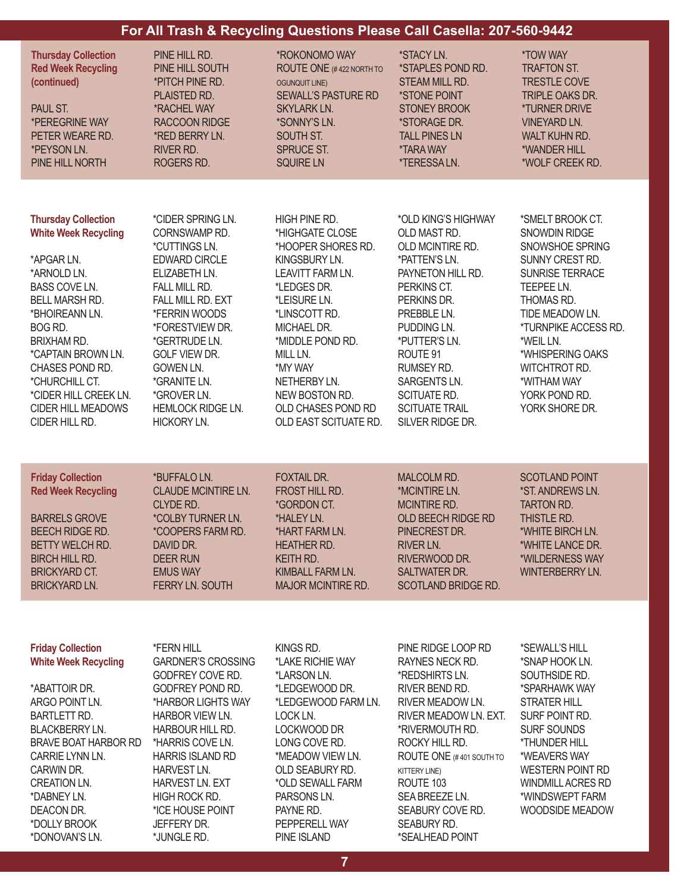## For All Trash & Recycling Questions Please Call Casella: 207-560-9442

### Thursday Collection Red Week Recycling (continued)

PAUL ST.
*PEREGRINE WAY
PETER WEARE RD.
*PEYSON LN.
PINE HILL NORTH
PINE HILL RD.
PINE HILL SOUTH
*PITCH PINE RD.
PLAISTED RD.
*RACHEL WAY
RACCOON RIDGE
*RED BERRY LN.
RIVER RD.
ROGERS RD.
*ROKONOMO WAY
ROUTE ONE (# 422 NORTH TO OGUNQUIT LINE)
SEWALL'S PASTURE RD
SKYLARK LN.
*SONNY'S LN.
SOUTH ST.
SPRUCE ST.
SQUIRE LN
*STACY LN.
*STAPLES POND RD.
STEAM MILL RD.
*STONE POINT
STONEY BROOK
*STORAGE DR.
TALL PINES LN
*TARA WAY
*TERESSA LN.
*TOW WAY
TRAFTON ST.
TRESTLE COVE
TRIPLE OAKS DR.
*TURNER DRIVE
VINEYARD LN.
WALT KUHN RD.
*WANDER HILL
*WOLF CREEK RD.

### Thursday Collection White Week Recycling

*APGAR LN.
*ARNOLD LN.
BASS COVE LN.
BELL MARSH RD.
*BHOIREANN LN.
BOG RD.
BRIXHAM RD.
*CAPTAIN BROWN LN.
CHASES POND RD.
*CHURCHILL CT.
*CIDER HILL CREEK LN.
CIDER HILL MEADOWS
CIDER HILL RD.
*CIDER SPRING LN.
CORNSWAMP RD.
*CUTTINGS LN.
EDWARD CIRCLE
ELIZABETH LN.
FALL MILL RD.
FALL MILL RD. EXT
*FERRIN WOODS
*FORESTVIEW DR.
*GERTRUDE LN.
GOLF VIEW DR.
GOWEN LN.
*GRANITE LN.
*GROVER LN.
HEMLOCK RIDGE LN.
HICKORY LN.
HIGH PINE RD.
*HIGHGATE CLOSE
*HOOPER SHORES RD.
KINGSBURY LN.
LEAVITT FARM LN.
*LEDGES DR.
*LEISURE LN.
*LINSCOTT RD.
MICHAEL DR.
*MIDDLE POND RD.
MILL LN.
*MY WAY
NETHERBY LN.
NEW BOSTON RD.
OLD CHASES POND RD
OLD EAST SCITUATE RD.
*OLD KING'S HIGHWAY
OLD MAST RD.
OLD MCINTIRE RD.
*PATTEN'S LN.
PAYNETON HILL RD.
PERKINS CT.
PERKINS DR.
PREBBLE LN.
PUDDING LN.
*PUTTER'S LN.
ROUTE 91
RUMSEY RD.
SARGENTS LN.
SCITUATE RD.
SCITUATE TRAIL
SILVER RIDGE DR.
*SMELT BROOK CT.
SNOWDIN RIDGE
SNOWSHOE SPRING
SUNNY CREST RD.
SUNRISE TERRACE
TEEPEE LN.
THOMAS RD.
TIDE MEADOW LN.
*TURNPIKE ACCESS RD.
*WEIL LN.
*WHISPERING OAKS
WITCHTROT RD.
*WITHAM WAY
YORK POND RD.
YORK SHORE DR.

### Friday Collection Red Week Recycling

BARRELS GROVE
BEECH RIDGE RD.
BETTY WELCH RD.
BIRCH HILL RD.
BRICKYARD CT.
BRICKYARD LN.
*BUFFALO LN.
CLAUDE MCINTIRE LN.
CLYDE RD.
*COLBY TURNER LN.
*COOPERS FARM RD.
DAVID DR.
DEER RUN
EMUS WAY
FERRY LN. SOUTH
FOXTAIL DR.
FROST HILL RD.
*GORDON CT.
*HALEY LN.
*HART FARM LN.
HEATHER RD.
KEITH RD.
KIMBALL FARM LN.
MAJOR MCINTIRE RD.
MALCOLM RD.
*MCINTIRE LN.
MCINTIRE RD.
OLD BEECH RIDGE RD
PINECREST DR.
RIVER LN.
RIVERWOOD DR.
SALTWATER DR.
SCOTLAND BRIDGE RD.
SCOTLAND POINT
*ST. ANDREWS LN.
TARTON RD.
THISTLE RD.
*WHITE BIRCH LN.
*WHITE LANCE DR.
*WILDERNESS WAY
WINTERBERRY LN.

### Friday Collection White Week Recycling

*ABATTOIR DR.
ARGO POINT LN.
BARTLETT RD.
BLACKBERRY LN.
BRAVE BOAT HARBOR RD
CARRIE LYNN LN.
CARWIN DR.
CREATION LN.
*DABNEY LN.
DEACON DR.
*DOLLY BROOK
*DONOVAN'S LN.
*FERN HILL
GARDNER'S CROSSING
GODFREY COVE RD.
GODFREY POND RD.
*HARBOR LIGHTS WAY
HARBOR VIEW LN.
HARBOUR HILL RD.
*HARRIS COVE LN.
HARRIS ISLAND RD
HARVEST LN.
HARVEST LN. EXT
HIGH ROCK RD.
*ICE HOUSE POINT
JEFFERY DR.
*JUNGLE RD.
KINGS RD.
*LAKE RICHIE WAY
*LARSON LN.
*LEDGEWOOD DR.
*LEDGEWOOD FARM LN.
LOCK LN.
LOCKWOOD DR
LONG COVE RD.
*MEADOW VIEW LN.
OLD SEABURY RD.
*OLD SEWALL FARM
PARSONS LN.
PAYNE RD.
PEPPERELL WAY
PINE ISLAND
PINE RIDGE LOOP RD
RAYNES NECK RD.
*REDSHIRTS LN.
RIVER BEND RD.
RIVER MEADOW LN.
RIVER MEADOW LN. EXT.
*RIVERMOUTH RD.
ROCKY HILL RD.
ROUTE ONE (# 401 SOUTH TO KITTERY LINE)
ROUTE 103
SEA BREEZE LN.
SEABURY COVE RD.
SEABURY RD.
*SEALHEAD POINT
*SEWALL'S HILL
*SNAP HOOK LN.
SOUTHSIDE RD.
*SPARHAWK WAY
STRATER HILL
SURF POINT RD.
SURF SOUNDS
*THUNDER HILL
*WEAVERS WAY
WESTERN POINT RD
WINDMILL ACRES RD
*WINDSWEPT FARM
WOODSIDE MEADOW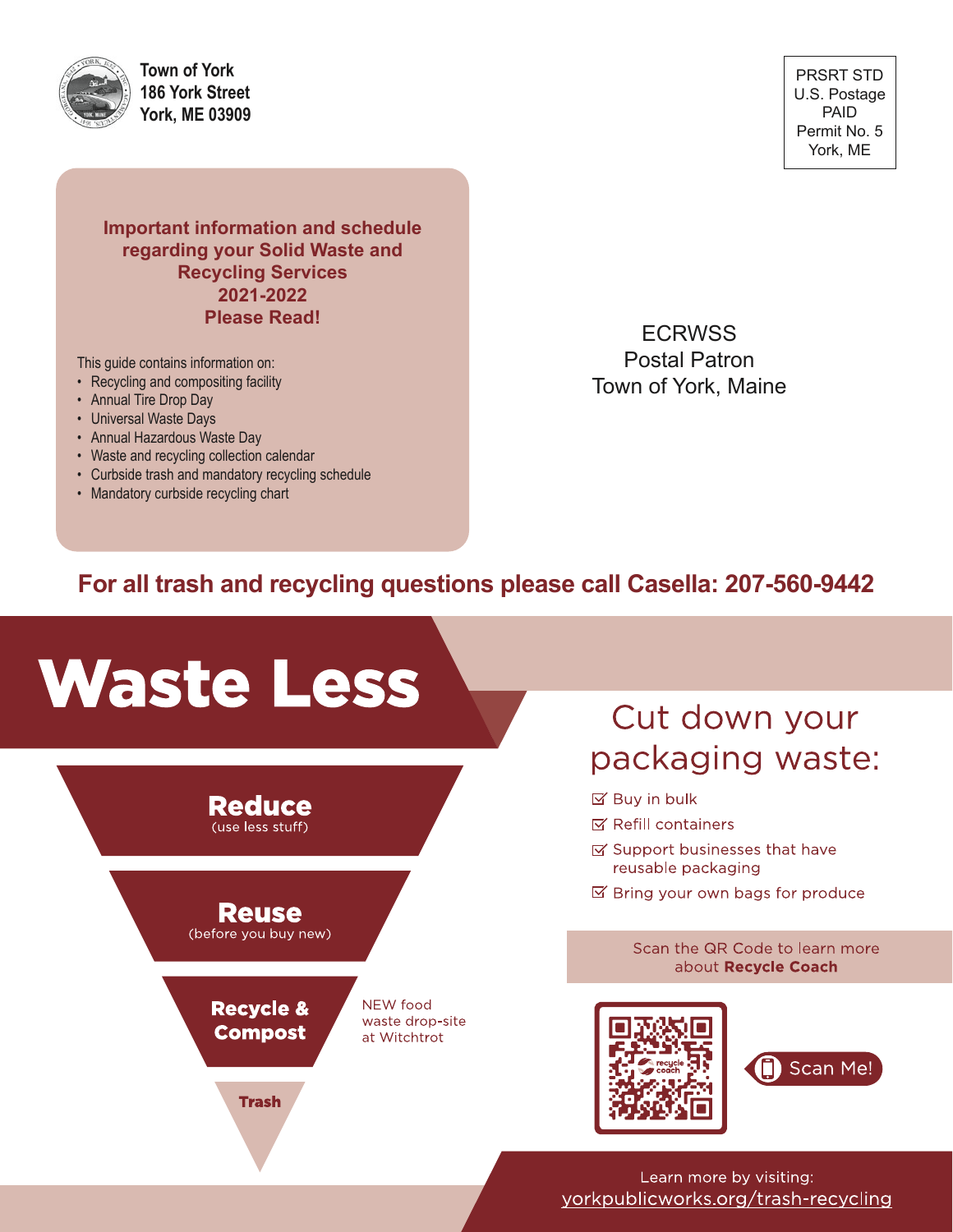Town of York
186 York Street
York, ME 03909

PRSRT STD
U.S. Postage
PAID
Permit No. 5
York, ME

**Important information and schedule regarding your Solid Waste and Recycling Services 2021-2022 Please Read!**

This guide contains information on:

- Recycling and compositing facility
- Annual Tire Drop Day
- Universal Waste Days
- Annual Hazardous Waste Day
- Waste and recycling collection calendar
- Curbside trash and mandatory recycling schedule
- Mandatory curbside recycling chart

ECRWSS
Postal Patron
Town of York, Maine

**For all trash and recycling questions please call Casella: 207-560-9442**

# Waste Less

**Reduce**
(use less stuff)

**Reuse**
(before you buy new)

**Recycle & Compost**

NEW food waste drop-site at Witchtrot

**Trash**

## Cut down your packaging waste:

- ☑ Buy in bulk
- ☑ Refill containers
- ☑ Support businesses that have reusable packaging
- ☑ Bring your own bags for produce

Scan the QR Code to learn more about **Recycle Coach**

Scan Me!

Learn more by visiting:
yorkpublicworks.org/trash-recycling